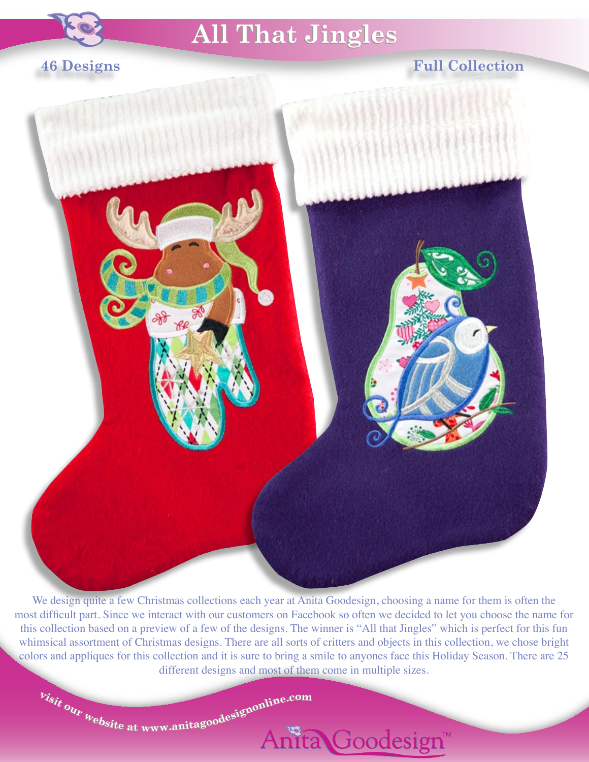# All That Jingles

**46 Designs** **Full Collection**

We design quite a few Christmas collections each year at Anita Goodesign, choosing a name for them is often the most difficult part. Since we interact with our customers on Facebook so often we decided to let you choose the name for this collection based on a preview of a few of the designs. The winner is "All that Jingles" which is perfect for this fun whimsical assortment of Christmas designs. There are all sorts of critters and objects in this collection, we chose bright colors and appliques for this collection and it is sure to bring a smile to anyones face this Holiday Season. There are 25 different designs and most of them come in multiple sizes.

**Visit our website at www.anitagoodesignonline.com**

Anita Goodesign™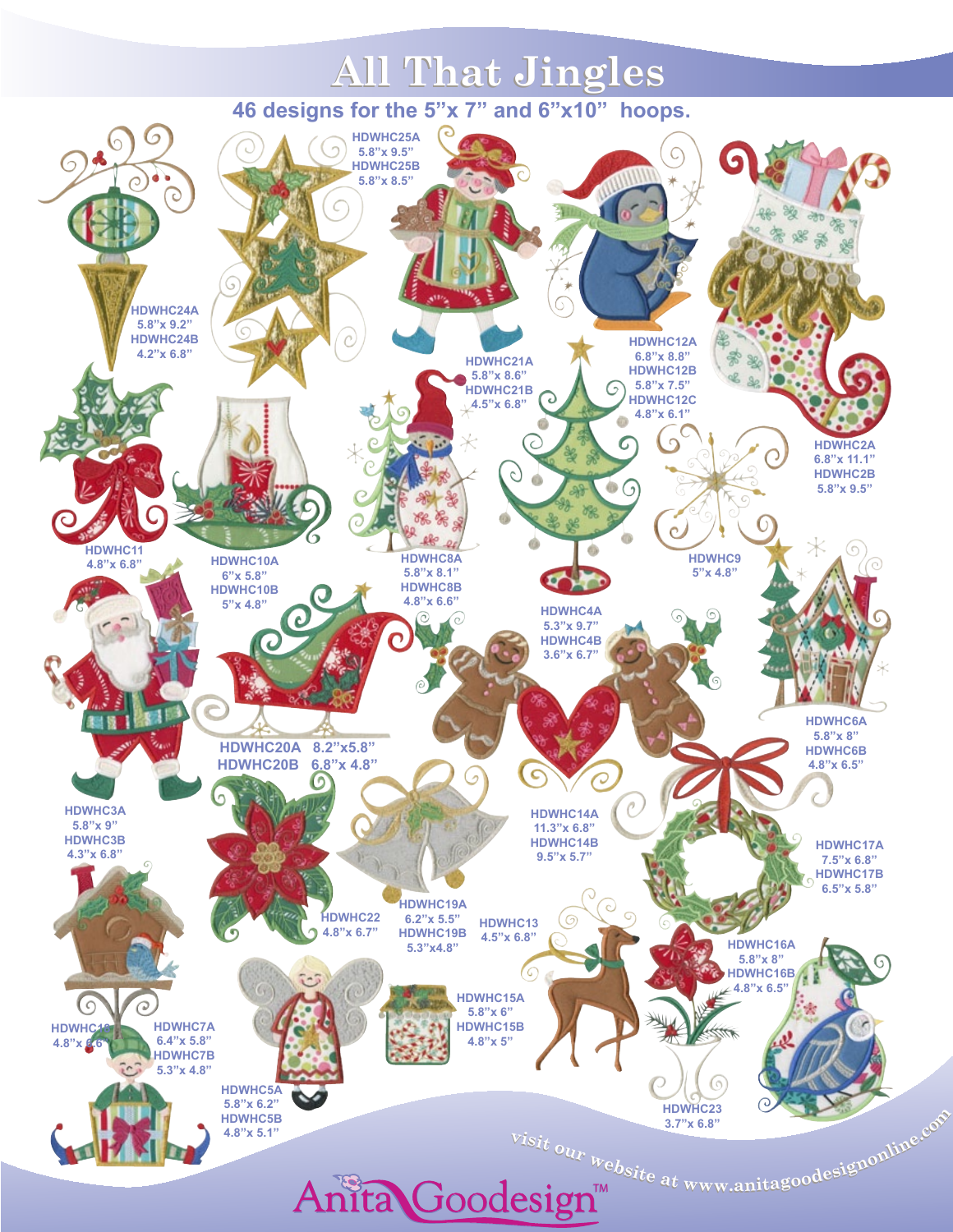# All That Jingles

## 46 designs for the 5"x 7" and 6"x10" hoops.

HDWHC25A
5.8"x 9.5"
HDWHC25B
5.8"x 8.5"

HDWHC24A
5.8"x 9.2"
HDWHC24B
4.2"x 6.8"

HDWHC21A
5.8"x 8.6"
HDWHC21B
4.5"x 6.8"

HDWHC12A
6.8"x 8.8"
HDWHC12B
5.8"x 7.5"
HDWHC12C
4.8"x 6.1"

HDWHC2A
6.8"x 11.1"
HDWHC2B
5.8"x 9.5"

HDWHC11
4.8"x 6.8"

HDWHC10A
6"x 5.8"
HDWHC10B
5"x 4.8"

HDWHC8A
5.8"x 8.1"
HDWHC8B
4.8"x 6.6"

HDWHC9
5"x 4.8"

HDWHC4A
5.3"x 9.7"
HDWHC4B
3.6"x 6.7"

HDWHC20A 8.2"x5.8"
HDWHC20B 6.8"x 4.8"

HDWHC6A
5.8"x 8"
HDWHC6B
4.8"x 6.5"

HDWHC3A
5.8"x 9"
HDWHC3B
4.3"x 6.8"

HDWHC14A
11.3"x 6.8"
HDWHC14B
9.5"x 5.7"

HDWHC17A
7.5"x 6.8"
HDWHC17B
6.5"x 5.8"

HDWHC22
4.8"x 6.7"

HDWHC19A
6.2"x 5.5"
HDWHC19B
5.3"x4.8"

HDWHC13
4.5"x 6.8"

HDWHC16A
5.8"x 8"
HDWHC16B
4.8"x 6.5"

HDWHC18
4.8"x 6.6"

HDWHC7A
6.4"x 5.8"
HDWHC7B
5.3"x 4.8"

HDWHC15A
5.8"x 6"
HDWHC15B
4.8"x 5"

HDWHC5A
5.8"x 6.2"
HDWHC5B
4.8"x 5.1"

HDWHC23
3.7"x 6.8"

visit our website at www.anitagoodesignonline.com

Anita Goodesign™